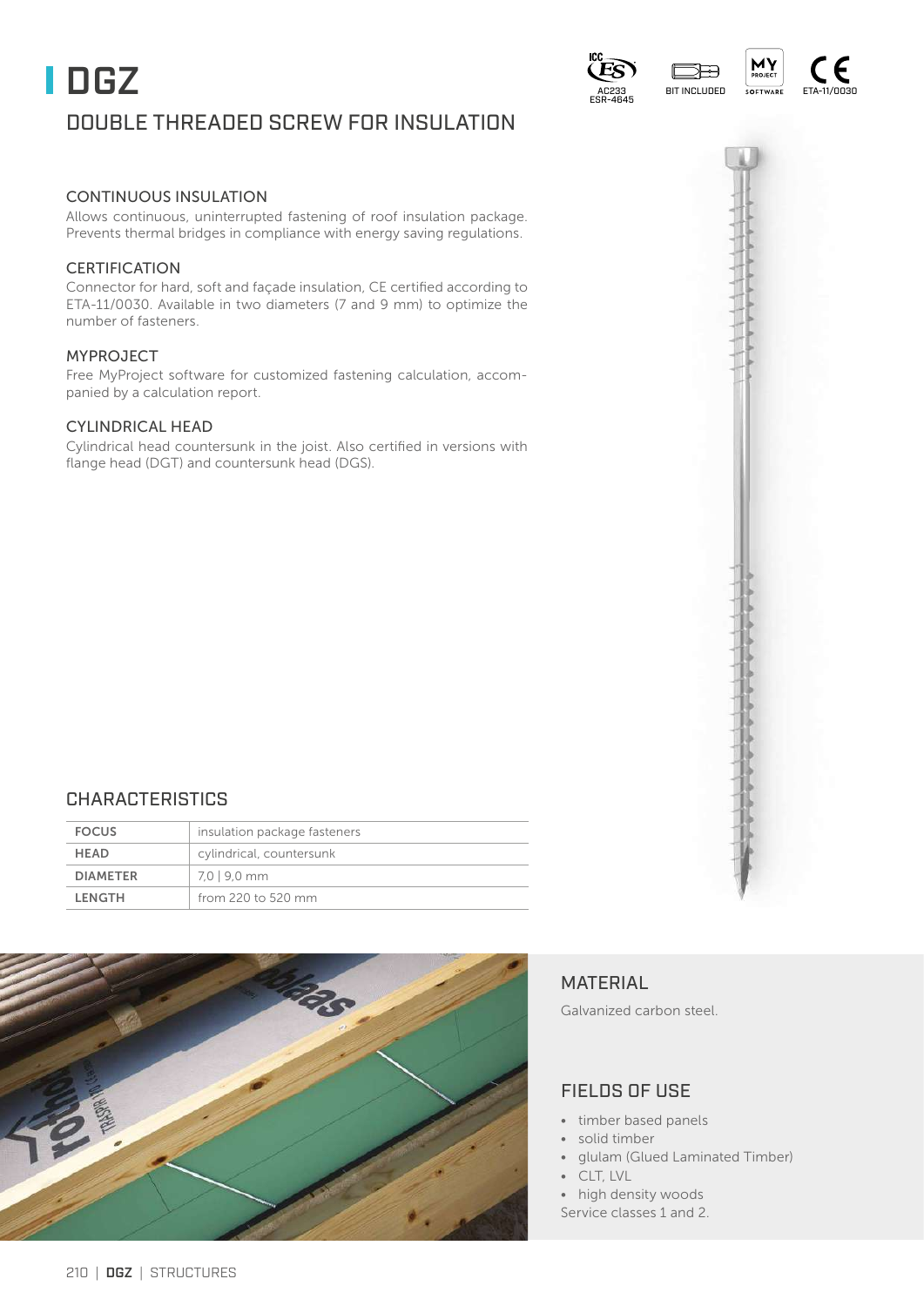# DGZ

## DOUBLE THREADED SCREW FOR INSULATION

AC233 ESR-4645 | BIT INCLUDED | MY PROJECT SOFTWARE | ETA-11/0030

### CONTINUOUS INSULATION

Allows continuous, uninterrupted fastening of roof insulation package. Prevents thermal bridges in compliance with energy saving regulations.

### CERTIFICATION

Connector for hard, soft and façade insulation, CE certified according to ETA-11/0030. Available in two diameters (7 and 9 mm) to optimize the number of fasteners.

### MYPROJECT

Free MyProject software for customized fastening calculation, accompanied by a calculation report.

### CYLINDRICAL HEAD

Cylindrical head countersunk in the joist. Also certified in versions with flange head (DGT) and countersunk head (DGS).

## CHARACTERISTICS

| | |
|---|---|
| **FOCUS** | insulation package fasteners |
| **HEAD** | cylindrical, countersunk |
| **DIAMETER** | 7,0 \| 9,0 mm |
| **LENGTH** | from 220 to 520 mm |

## MATERIAL

Galvanized carbon steel.

## FIELDS OF USE

- timber based panels
- solid timber
- glulam (Glued Laminated Timber)
- CLT, LVL
- high density woods

Service classes 1 and 2.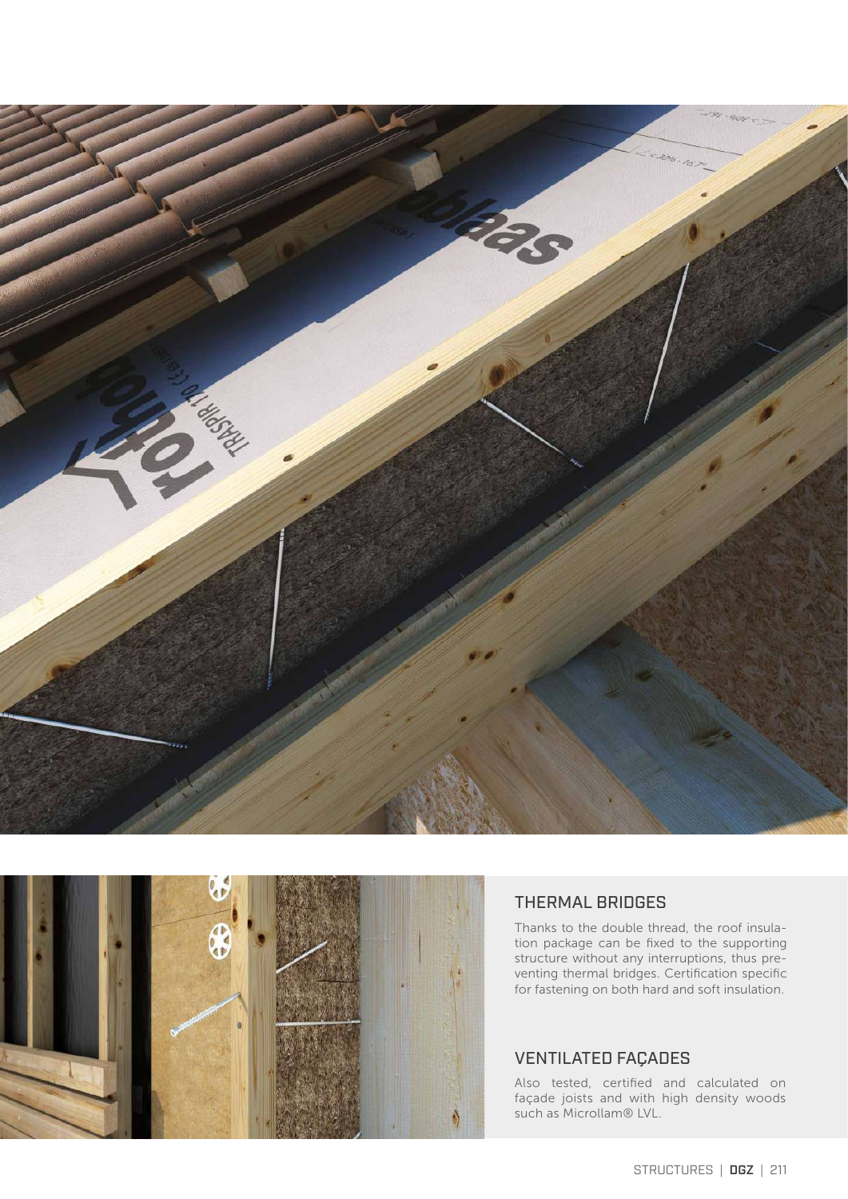## THERMAL BRIDGES

Thanks to the double thread, the roof insulation package can be fixed to the supporting structure without any interruptions, thus preventing thermal bridges. Certification specific for fastening on both hard and soft insulation.

## VENTILATED FAÇADES

Also tested, certified and calculated on façade joists and with high density woods such as Microllam® LVL.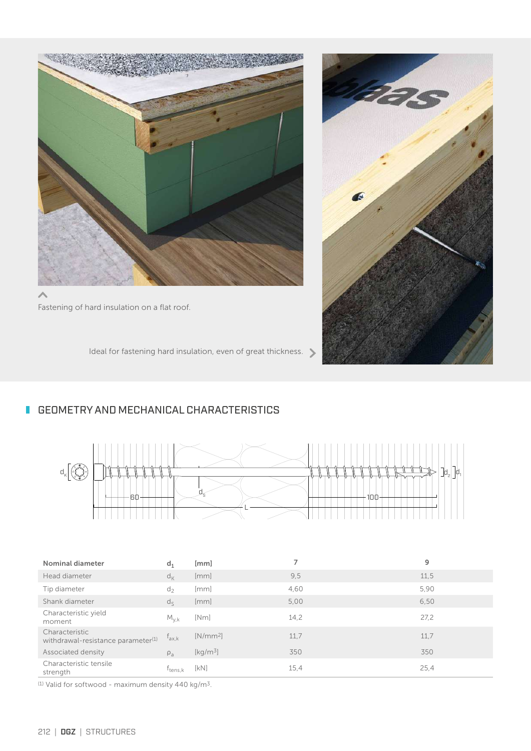Fastening of hard insulation on a flat roof.

Ideal for fastening hard insulation, even of great thickness.

## GEOMETRY AND MECHANICAL CHARACTERISTICS

| Nominal diameter | $d_1$ | [mm] | 7 | 9 |
|---|---|---|---|---|
| Head diameter | $d_K$ | [mm] | 9,5 | 11,5 |
| Tip diameter | $d_2$ | [mm] | 4,60 | 5,90 |
| Shank diameter | $d_S$ | [mm] | 5,00 | 6,50 |
| Characteristic yield moment | $M_{y,k}$ | [Nm] | 14,2 | 27,2 |
| Characteristic withdrawal-resistance parameter[(1)] | $f_{ax,k}$ | [N/mm²] | 11,7 | 11,7 |
| Associated density | $\rho_a$ | [kg/m³] | 350 | 350 |
| Characteristic tensile strength | $f_{tens,k}$ | [kN] | 15,4 | 25,4 |

(1) Valid for softwood - maximum density 440 kg/m³.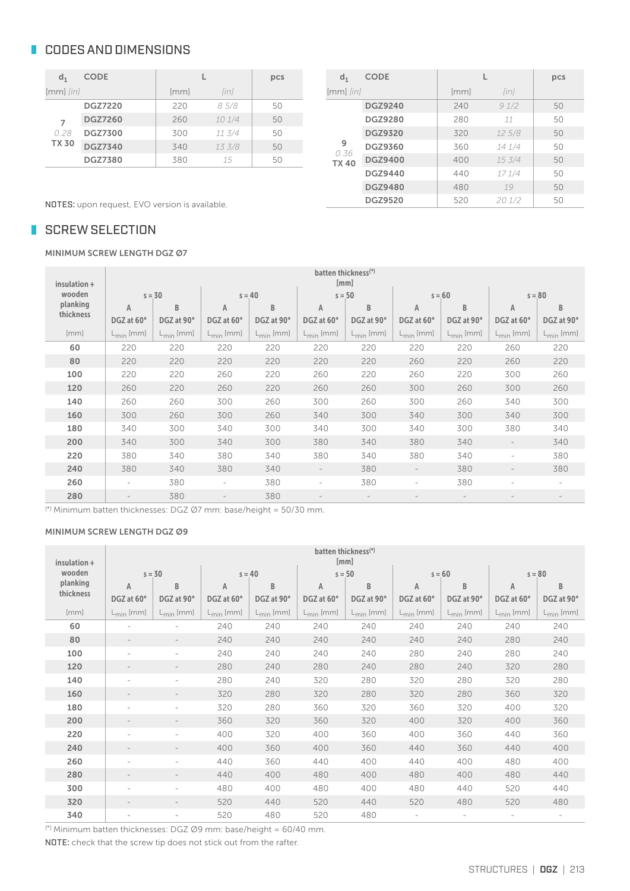## CODES AND DIMENSIONS

| $d_1$ [mm] *[in]* | CODE | L [mm] | L *[in]* | pcs |
|---|---|---|---|---|
| 7 *0.28* TX 30 | **DGZ7220** | 220 | *8 5/8* | 50 |
| | **DGZ7260** | 260 | *10 1/4* | 50 |
| | **DGZ7300** | 300 | *11 3/4* | 50 |
| | **DGZ7340** | 340 | *13 3/8* | 50 |
| | **DGZ7380** | 380 | *15* | 50 |

| $d_1$ [mm] *[in]* | CODE | L [mm] | L *[in]* | pcs |
|---|---|---|---|---|
| 9 *0.36* TX 40 | **DGZ9240** | 240 | *9 1/2* | 50 |
| | **DGZ9280** | 280 | *11* | 50 |
| | **DGZ9320** | 320 | *12 5/8* | 50 |
| | **DGZ9360** | 360 | *14 1/4* | 50 |
| | **DGZ9400** | 400 | *15 3/4* | 50 |
| | **DGZ9440** | 440 | *17 1/4* | 50 |
| | **DGZ9480** | 480 | *19* | 50 |
| | **DGZ9520** | 520 | *20 1/2* | 50 |

**NOTES:** upon request, EVO version is available.

## SCREW SELECTION

### MINIMUM SCREW LENGTH DGZ Ø7

| insulation + wooden planking thickness | batten thickness[(*)] [mm] | | | | | | | | | |
|---|---|---|---|---|---|---|---|---|---|---|
| | s = 30 | | s = 40 | | s = 50 | | s = 60 | | s = 80 | |
| | A DGZ at 60° | B DGZ at 90° | A DGZ at 60° | B DGZ at 90° | A DGZ at 60° | B DGZ at 90° | A DGZ at 60° | B DGZ at 90° | A DGZ at 60° | B DGZ at 90° |
| [mm] | $L_{min}$ [mm] | $L_{min}$ [mm] | $L_{min}$ [mm] | $L_{min}$ [mm] | $L_{min}$ [mm] | $L_{min}$ [mm] | $L_{min}$ [mm] | $L_{min}$ [mm] | $L_{min}$ [mm] | $L_{min}$ [mm] |
| **60** | 220 | 220 | 220 | 220 | 220 | 220 | 220 | 220 | 260 | 220 |
| **80** | 220 | 220 | 220 | 220 | 220 | 220 | 260 | 220 | 260 | 220 |
| **100** | 220 | 220 | 260 | 220 | 260 | 220 | 260 | 220 | 300 | 260 |
| **120** | 260 | 220 | 260 | 220 | 260 | 260 | 300 | 260 | 300 | 260 |
| **140** | 260 | 260 | 300 | 260 | 300 | 260 | 300 | 260 | 340 | 300 |
| **160** | 300 | 260 | 300 | 260 | 340 | 300 | 340 | 300 | 340 | 300 |
| **180** | 340 | 300 | 340 | 300 | 340 | 300 | 340 | 300 | 380 | 340 |
| **200** | 340 | 300 | 340 | 300 | 380 | 340 | 380 | 340 | - | 340 |
| **220** | 380 | 340 | 380 | 340 | 380 | 340 | 380 | 340 | - | 380 |
| **240** | 380 | 340 | 380 | 340 | - | 380 | - | 380 | - | 380 |
| **260** | - | 380 | - | 380 | - | 380 | - | 380 | - | - |
| **280** | - | 380 | - | 380 | - | - | - | - | - | - |

(*) Minimum batten thicknesses: DGZ Ø7 mm: base/height = 50/30 mm.

### MINIMUM SCREW LENGTH DGZ Ø9

| insulation + wooden planking thickness | batten thickness[(*)] [mm] | | | | | | | | | |
|---|---|---|---|---|---|---|---|---|---|---|
| | s = 30 | | s = 40 | | s = 50 | | s = 60 | | s = 80 | |
| | A DGZ at 60° | B DGZ at 90° | A DGZ at 60° | B DGZ at 90° | A DGZ at 60° | B DGZ at 90° | A DGZ at 60° | B DGZ at 90° | A DGZ at 60° | B DGZ at 90° |
| [mm] | $L_{min}$ [mm] | $L_{min}$ [mm] | $L_{min}$ [mm] | $L_{min}$ [mm] | $L_{min}$ [mm] | $L_{min}$ [mm] | $L_{min}$ [mm] | $L_{min}$ [mm] | $L_{min}$ [mm] | $L_{min}$ [mm] |
| **60** | - | - | 240 | 240 | 240 | 240 | 240 | 240 | 240 | 240 |
| **80** | - | - | 240 | 240 | 240 | 240 | 240 | 240 | 280 | 240 |
| **100** | - | - | 240 | 240 | 240 | 240 | 280 | 240 | 280 | 240 |
| **120** | - | - | 280 | 240 | 280 | 240 | 280 | 240 | 320 | 280 |
| **140** | - | - | 280 | 240 | 320 | 280 | 320 | 280 | 320 | 280 |
| **160** | - | - | 320 | 280 | 320 | 280 | 320 | 280 | 360 | 320 |
| **180** | - | - | 320 | 280 | 360 | 320 | 360 | 320 | 400 | 320 |
| **200** | - | - | 360 | 320 | 360 | 320 | 400 | 320 | 400 | 360 |
| **220** | - | - | 400 | 320 | 400 | 360 | 400 | 360 | 440 | 360 |
| **240** | - | - | 400 | 360 | 400 | 360 | 440 | 360 | 440 | 400 |
| **260** | - | - | 440 | 360 | 440 | 400 | 440 | 400 | 480 | 400 |
| **280** | - | - | 440 | 400 | 480 | 400 | 480 | 400 | 480 | 440 |
| **300** | - | - | 480 | 400 | 480 | 400 | 480 | 440 | 520 | 440 |
| **320** | - | - | 520 | 440 | 520 | 440 | 520 | 480 | 520 | 480 |
| **340** | - | - | 520 | 480 | 520 | 480 | - | - | - | - |

(*) Minimum batten thicknesses: DGZ Ø9 mm: base/height = 60/40 mm.

**NOTE:** check that the screw tip does not stick out from the rafter.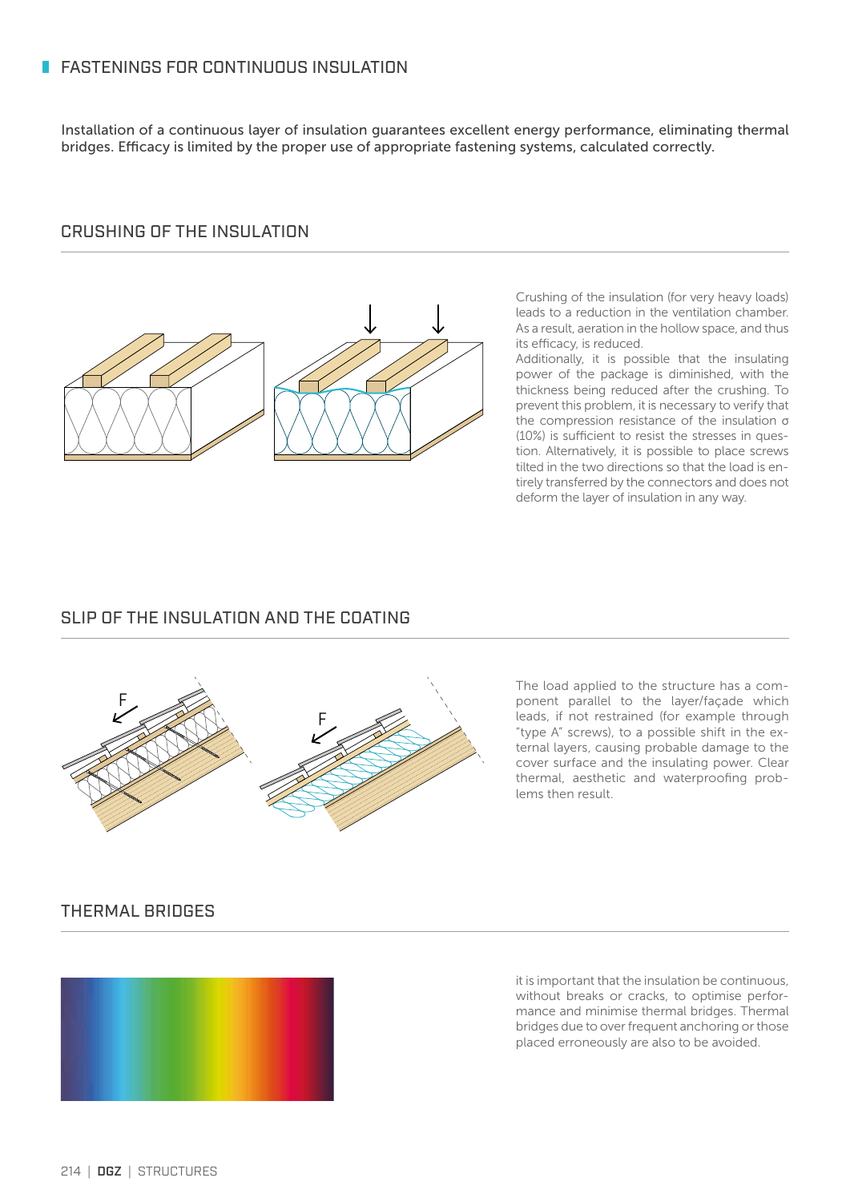# FASTENINGS FOR CONTINUOUS INSULATION

Installation of a continuous layer of insulation guarantees excellent energy performance, eliminating thermal bridges. Efficacy is limited by the proper use of appropriate fastening systems, calculated correctly.

## CRUSHING OF THE INSULATION

Crushing of the insulation (for very heavy loads) leads to a reduction in the ventilation chamber. As a result, aeration in the hollow space, and thus its efficacy, is reduced.
Additionally, it is possible that the insulating power of the package is diminished, with the thickness being reduced after the crushing. To prevent this problem, it is necessary to verify that the compression resistance of the insulation σ (10%) is sufficient to resist the stresses in question. Alternatively, it is possible to place screws tilted in the two directions so that the load is entirely transferred by the connectors and does not deform the layer of insulation in any way.

## SLIP OF THE INSULATION AND THE COATING

The load applied to the structure has a component parallel to the layer/façade which leads, if not restrained (for example through "type A" screws), to a possible shift in the external layers, causing probable damage to the cover surface and the insulating power. Clear thermal, aesthetic and waterproofing problems then result.

## THERMAL BRIDGES

it is important that the insulation be continuous, without breaks or cracks, to optimise performance and minimise thermal bridges. Thermal bridges due to over frequent anchoring or those placed erroneously are also to be avoided.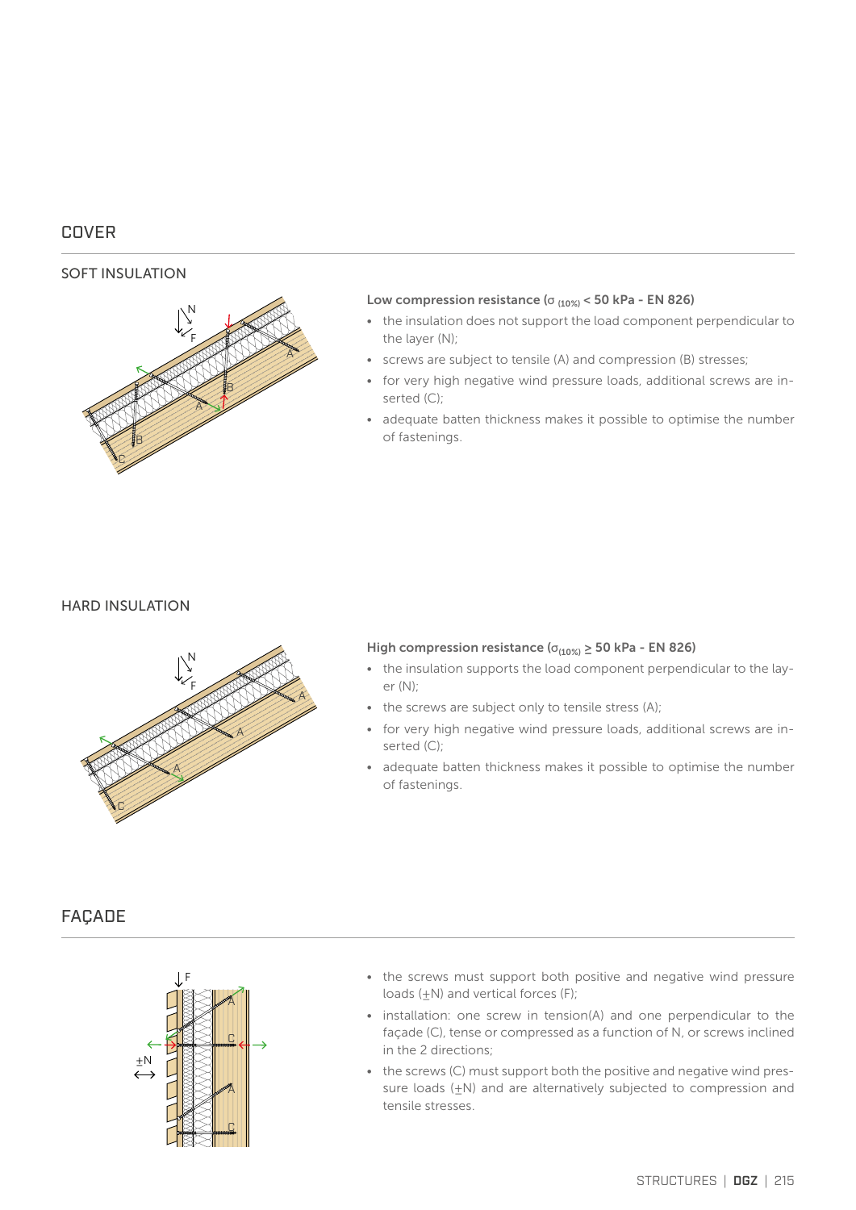## COVER

### SOFT INSULATION

**Low compression resistance ($\sigma_{(10\%)}$ < 50 kPa - EN 826)**

- the insulation does not support the load component perpendicular to the layer (N);
- screws are subject to tensile (A) and compression (B) stresses;
- for very high negative wind pressure loads, additional screws are inserted (C);
- adequate batten thickness makes it possible to optimise the number of fastenings.

### HARD INSULATION

**High compression resistance ($\sigma_{(10\%)} \geq$ 50 kPa - EN 826)**

- the insulation supports the load component perpendicular to the layer (N);
- the screws are subject only to tensile stress (A);
- for very high negative wind pressure loads, additional screws are inserted (C);
- adequate batten thickness makes it possible to optimise the number of fastenings.

## FAÇADE

- the screws must support both positive and negative wind pressure loads (±N) and vertical forces (F);
- installation: one screw in tension(A) and one perpendicular to the façade (C), tense or compressed as a function of N, or screws inclined in the 2 directions;
- the screws (C) must support both the positive and negative wind pressure loads (±N) and are alternatively subjected to compression and tensile stresses.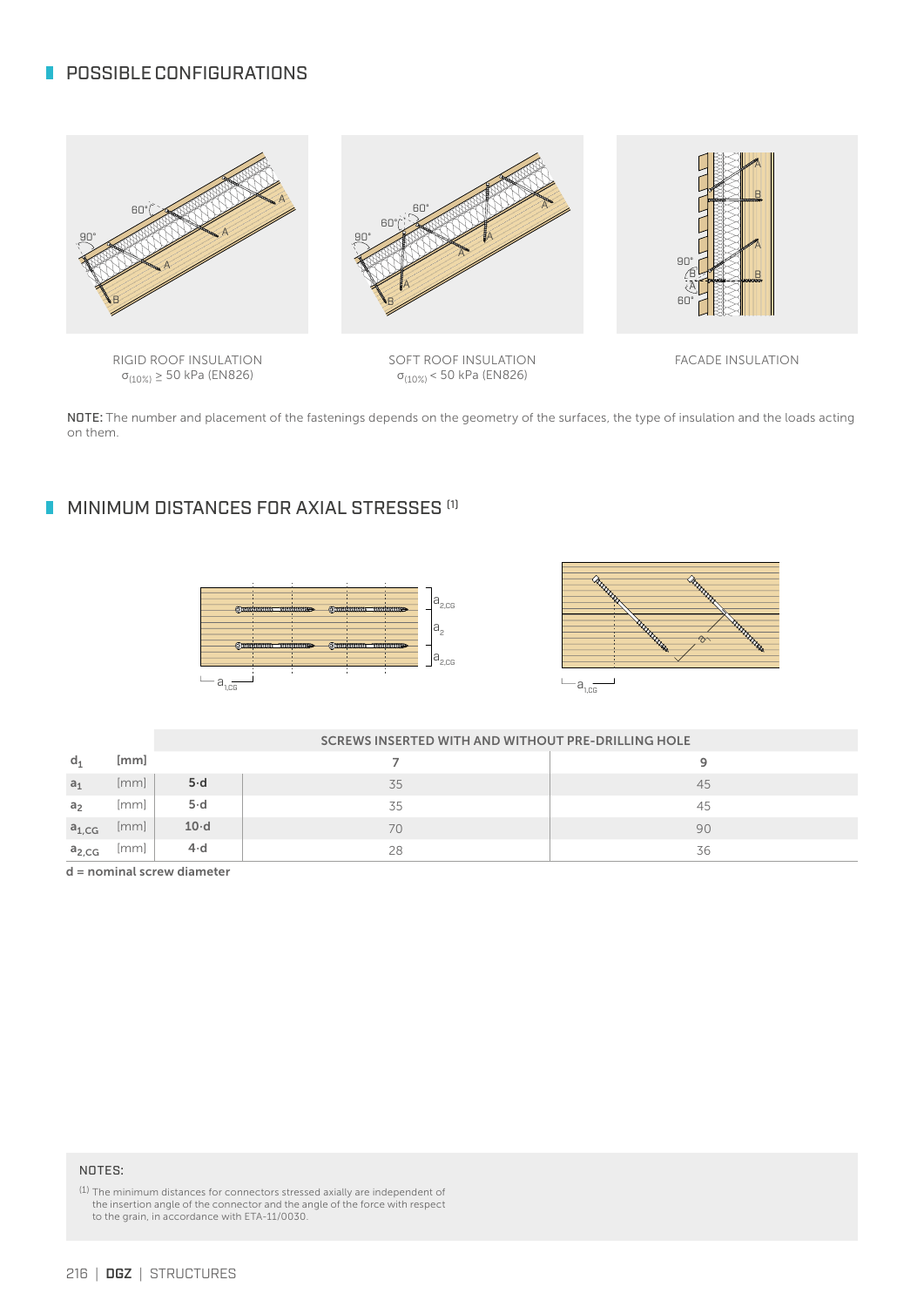## POSSIBLE CONFIGURATIONS

RIGID ROOF INSULATION
$\sigma_{(10\%)} \geq 50$ kPa (EN826)

SOFT ROOF INSULATION
$\sigma_{(10\%)} < 50$ kPa (EN826)

FACADE INSULATION

**NOTE:** The number and placement of the fastenings depends on the geometry of the surfaces, the type of insulation and the loads acting on them.

## MINIMUM DISTANCES FOR AXIAL STRESSES [1]

| | | | SCREWS INSERTED WITH AND WITHOUT PRE-DRILLING HOLE | |
|---|---|---|---|---|
| $d_1$ | [mm] | | 7 | 9 |
| $a_1$ | [mm] | 5·d | 35 | 45 |
| $a_2$ | [mm] | 5·d | 35 | 45 |
| $a_{1,CG}$ | [mm] | 10·d | 70 | 90 |
| $a_{2,CG}$ | [mm] | 4·d | 28 | 36 |

**d = nominal screw diameter**

NOTES:

[1] The minimum distances for connectors stressed axially are independent of the insertion angle of the connector and the angle of the force with respect to the grain, in accordance with ETA-11/0030.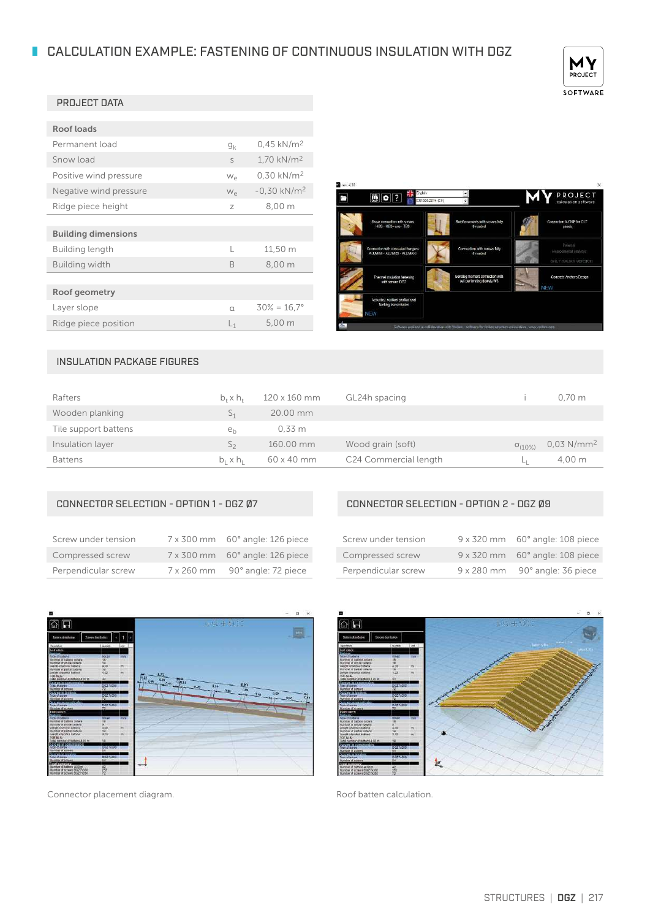# CALCULATION EXAMPLE: FASTENING OF CONTINUOUS INSULATION WITH DGZ

## PROJECT DATA

| Roof loads | | |
|---|---|---|
| Permanent load | $g_k$ | 0,45 kN/m² |
| Snow load | s | 1,70 kN/m² |
| Positive wind pressure | $w_e$ | 0,30 kN/m² |
| Negative wind pressure | $w_e$ | -0,30 kN/m² |
| Ridge piece height | z | 8,00 m |

| Building dimensions | | |
|---|---|---|
| Building length | L | 11,50 m |
| Building width | B | 8,00 m |

| Roof geometry | | |
|---|---|---|
| Layer slope | α | 30% = 16,7° |
| Ridge piece position | $L_1$ | 5,00 m |

## INSULATION PACKAGE FIGURES

| | | | | | |
|---|---|---|---|---|---|
| Rafters | $b_t \times h_t$ | 120 x 160 mm | GL24h spacing | i | 0,70 m |
| Wooden planking | $S_1$ | 20.00 mm | | | |
| Tile support battens | $e_b$ | 0,33 m | | | |
| Insulation layer | $S_2$ | 160.00 mm | Wood grain (soft) | $\sigma_{(10\%)}$ | 0,03 N/mm² |
| Battens | $b_L \times h_L$ | 60 x 40 mm | C24 Commercial length | $L_L$ | 4,00 m |

## CONNECTOR SELECTION - OPTION 1 - DGZ Ø7

| | | |
|---|---|---|
| Screw under tension | 7 x 300 mm | 60° angle: 126 piece |
| Compressed screw | 7 x 300 mm | 60° angle: 126 piece |
| Perpendicular screw | 7 x 260 mm | 90° angle: 72 piece |

## CONNECTOR SELECTION - OPTION 2 - DGZ Ø9

| | | |
|---|---|---|
| Screw under tension | 9 x 320 mm | 60° angle: 108 piece |
| Compressed screw | 9 x 320 mm | 60° angle: 108 piece |
| Perpendicular screw | 9 x 280 mm | 90° angle: 36 piece |

Connector placement diagram.

Roof batten calculation.